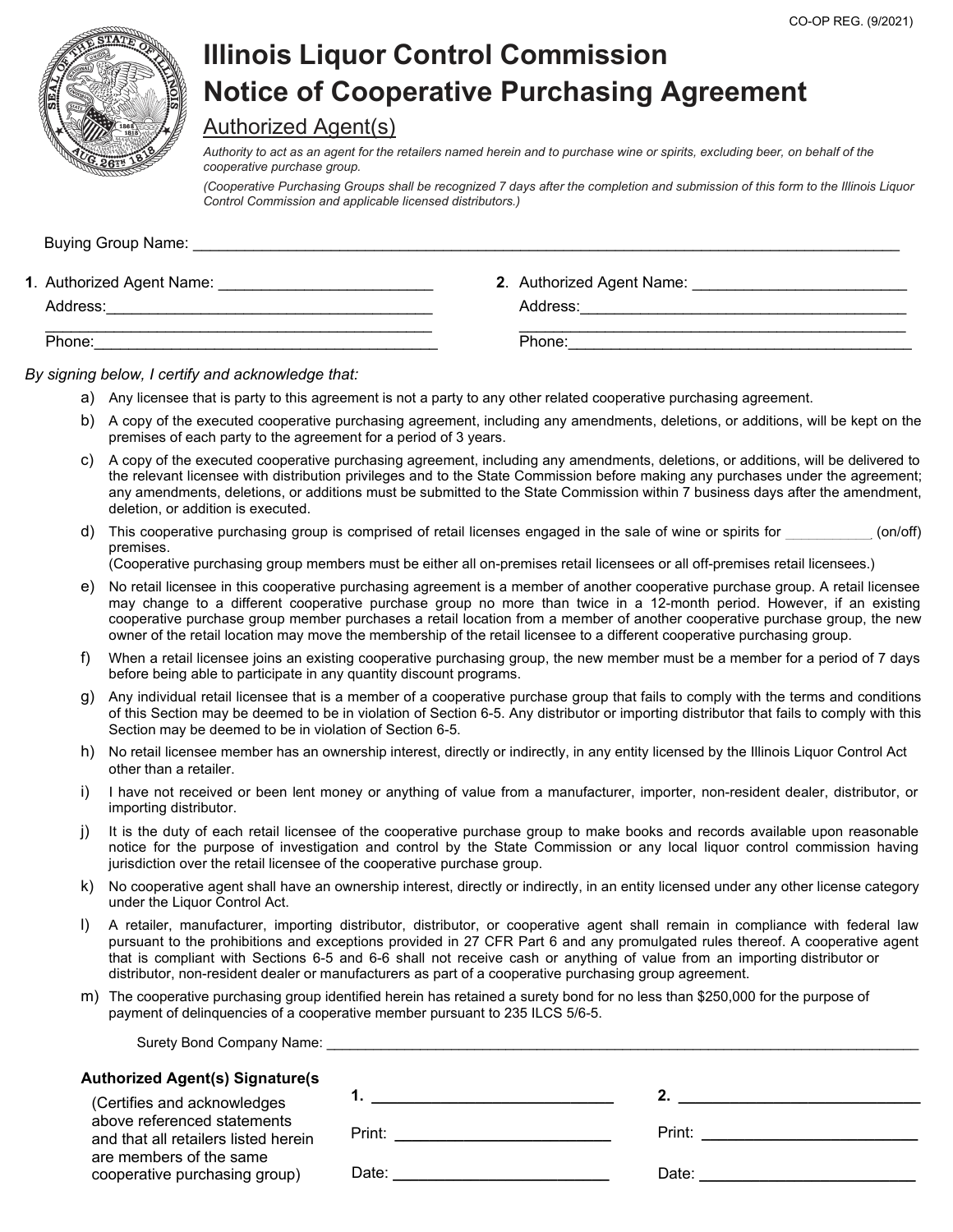CO-OP REG. (9/2021)

# Illinois Liquor Control Commission
# Notice of Cooperative Purchasing Agreement

## Authorized Agent(s)

*Authority to act as an agent for the retailers named herein and to purchase wine or spirits, excluding beer, on behalf of the cooperative purchase group.*

*(Cooperative Purchasing Groups shall be recognized 7 days after the completion and submission of this form to the Illinois Liquor Control Commission and applicable licensed distributors.)*

Buying Group Name: ______________________________________________________________________

**1**. Authorized Agent Name: __________________________
Address:_______________________________________
_______________________________________________
Phone:_________________________________________

**2**. Authorized Agent Name: __________________________
Address:_______________________________________
_______________________________________________
Phone:_________________________________________

*By signing below, I certify and acknowledge that:*

a) Any licensee that is party to this agreement is not a party to any other related cooperative purchasing agreement.

b) A copy of the executed cooperative purchasing agreement, including any amendments, deletions, or additions, will be kept on the premises of each party to the agreement for a period of 3 years.

c) A copy of the executed cooperative purchasing agreement, including any amendments, deletions, or additions, will be delivered to the relevant licensee with distribution privileges and to the State Commission before making any purchases under the agreement; any amendments, deletions, or additions must be submitted to the State Commission within 7 business days after the amendment, deletion, or addition is executed.

d) This cooperative purchasing group is comprised of retail licenses engaged in the sale of wine or spirits for ___________ (on/off) premises.
(Cooperative purchasing group members must be either all on-premises retail licensees or all off-premises retail licensees.)

e) No retail licensee in this cooperative purchasing agreement is a member of another cooperative purchase group. A retail licensee may change to a different cooperative purchase group no more than twice in a 12-month period. However, if an existing cooperative purchase group member purchases a retail location from a member of another cooperative purchase group, the new owner of the retail location may move the membership of the retail licensee to a different cooperative purchasing group.

f) When a retail licensee joins an existing cooperative purchasing group, the new member must be a member for a period of 7 days before being able to participate in any quantity discount programs.

g) Any individual retail licensee that is a member of a cooperative purchase group that fails to comply with the terms and conditions of this Section may be deemed to be in violation of Section 6-5. Any distributor or importing distributor that fails to comply with this Section may be deemed to be in violation of Section 6-5.

h) No retail licensee member has an ownership interest, directly or indirectly, in any entity licensed by the Illinois Liquor Control Act other than a retailer.

i) I have not received or been lent money or anything of value from a manufacturer, importer, non-resident dealer, distributor, or importing distributor.

j) It is the duty of each retail licensee of the cooperative purchase group to make books and records available upon reasonable notice for the purpose of investigation and control by the State Commission or any local liquor control commission having jurisdiction over the retail licensee of the cooperative purchase group.

k) No cooperative agent shall have an ownership interest, directly or indirectly, in an entity licensed under any other license category under the Liquor Control Act.

l) A retailer, manufacturer, importing distributor, distributor, or cooperative agent shall remain in compliance with federal law pursuant to the prohibitions and exceptions provided in 27 CFR Part 6 and any promulgated rules thereof. A cooperative agent that is compliant with Sections 6-5 and 6-6 shall not receive cash or anything of value from an importing distributor or distributor, non-resident dealer or manufacturers as part of a cooperative purchasing group agreement.

m) The cooperative purchasing group identified herein has retained a surety bond for no less than $250,000 for the purpose of payment of delinquencies of a cooperative member pursuant to 235 ILCS 5/6-5.

Surety Bond Company Name: ______________________________________________________________

**Authorized Agent(s) Signature(s**

(Certifies and acknowledges above referenced statements and that all retailers listed herein are members of the same cooperative purchasing group)

**1.** ____________________________
Print: __________________________
Date: __________________________

**2.** ____________________________
Print: __________________________
Date: __________________________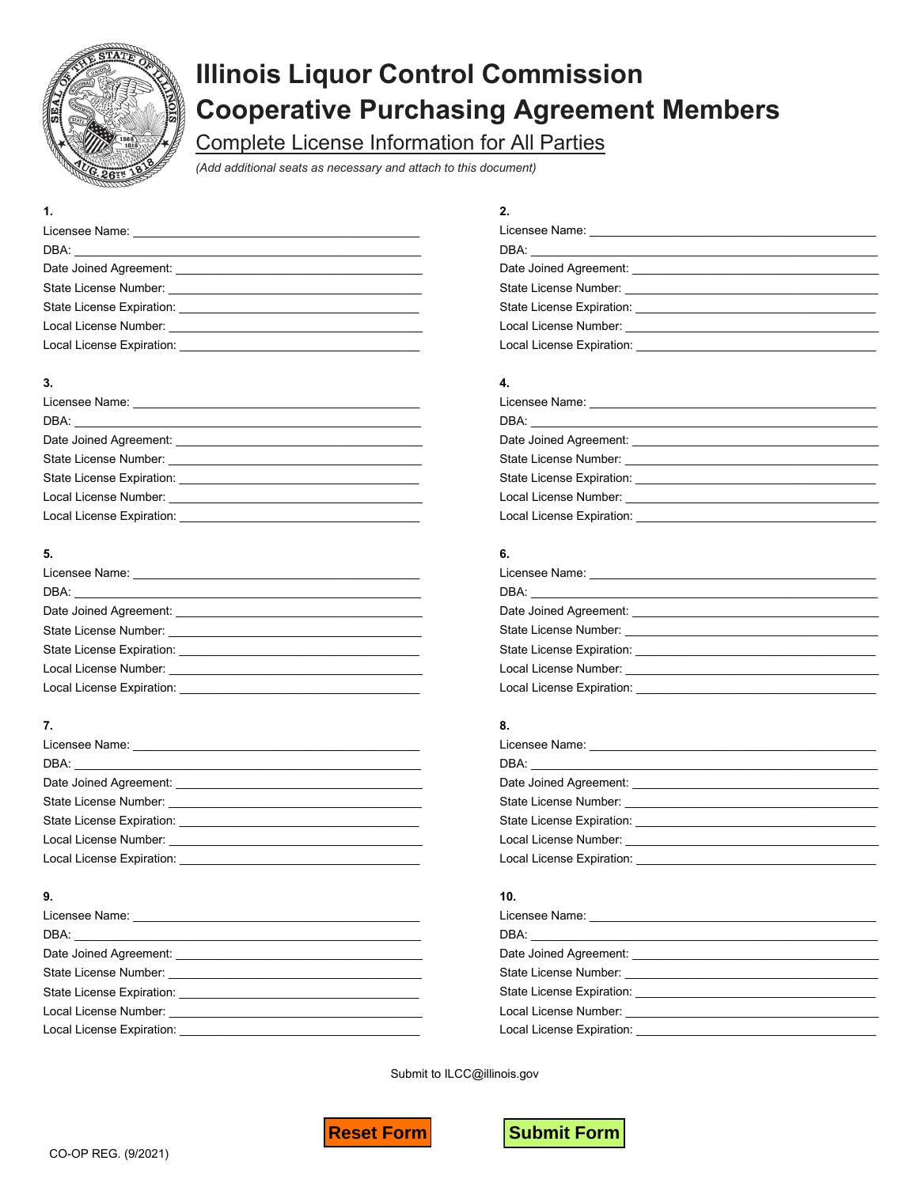# Illinois Liquor Control Commission
# Cooperative Purchasing Agreement Members

## Complete License Information for All Parties

*(Add additional seats as necessary and attach to this document)*

**1.**

Licensee Name: ______________________________

DBA: ______________________________

Date Joined Agreement: ______________________________

State License Number: ______________________________

State License Expiration: ______________________________

Local License Number: ______________________________

Local License Expiration: ______________________________

**2.**

Licensee Name: ______________________________

DBA: ______________________________

Date Joined Agreement: ______________________________

State License Number: ______________________________

State License Expiration: ______________________________

Local License Number: ______________________________

Local License Expiration: ______________________________

**3.**

Licensee Name: ______________________________

DBA: ______________________________

Date Joined Agreement: ______________________________

State License Number: ______________________________

State License Expiration: ______________________________

Local License Number: ______________________________

Local License Expiration: ______________________________

**4.**

Licensee Name: ______________________________

DBA: ______________________________

Date Joined Agreement: ______________________________

State License Number: ______________________________

State License Expiration: ______________________________

Local License Number: ______________________________

Local License Expiration: ______________________________

**5.**

Licensee Name: ______________________________

DBA: ______________________________

Date Joined Agreement: ______________________________

State License Number: ______________________________

State License Expiration: ______________________________

Local License Number: ______________________________

Local License Expiration: ______________________________

**6.**

Licensee Name: ______________________________

DBA: ______________________________

Date Joined Agreement: ______________________________

State License Number: ______________________________

State License Expiration: ______________________________

Local License Number: ______________________________

Local License Expiration: ______________________________

**7.**

Licensee Name: ______________________________

DBA: ______________________________

Date Joined Agreement: ______________________________

State License Number: ______________________________

State License Expiration: ______________________________

Local License Number: ______________________________

Local License Expiration: ______________________________

**8.**

Licensee Name: ______________________________

DBA: ______________________________

Date Joined Agreement: ______________________________

State License Number: ______________________________

State License Expiration: ______________________________

Local License Number: ______________________________

Local License Expiration: ______________________________

**9.**

Licensee Name: ______________________________

DBA: ______________________________

Date Joined Agreement: ______________________________

State License Number: ______________________________

State License Expiration: ______________________________

Local License Number: ______________________________

Local License Expiration: ______________________________

**10.**

Licensee Name: ______________________________

DBA: ______________________________

Date Joined Agreement: ______________________________

State License Number: ______________________________

State License Expiration: ______________________________

Local License Number: ______________________________

Local License Expiration: ______________________________

Submit to ILCC@illinois.gov

Reset Form

Submit Form

CO-OP REG. (9/2021)